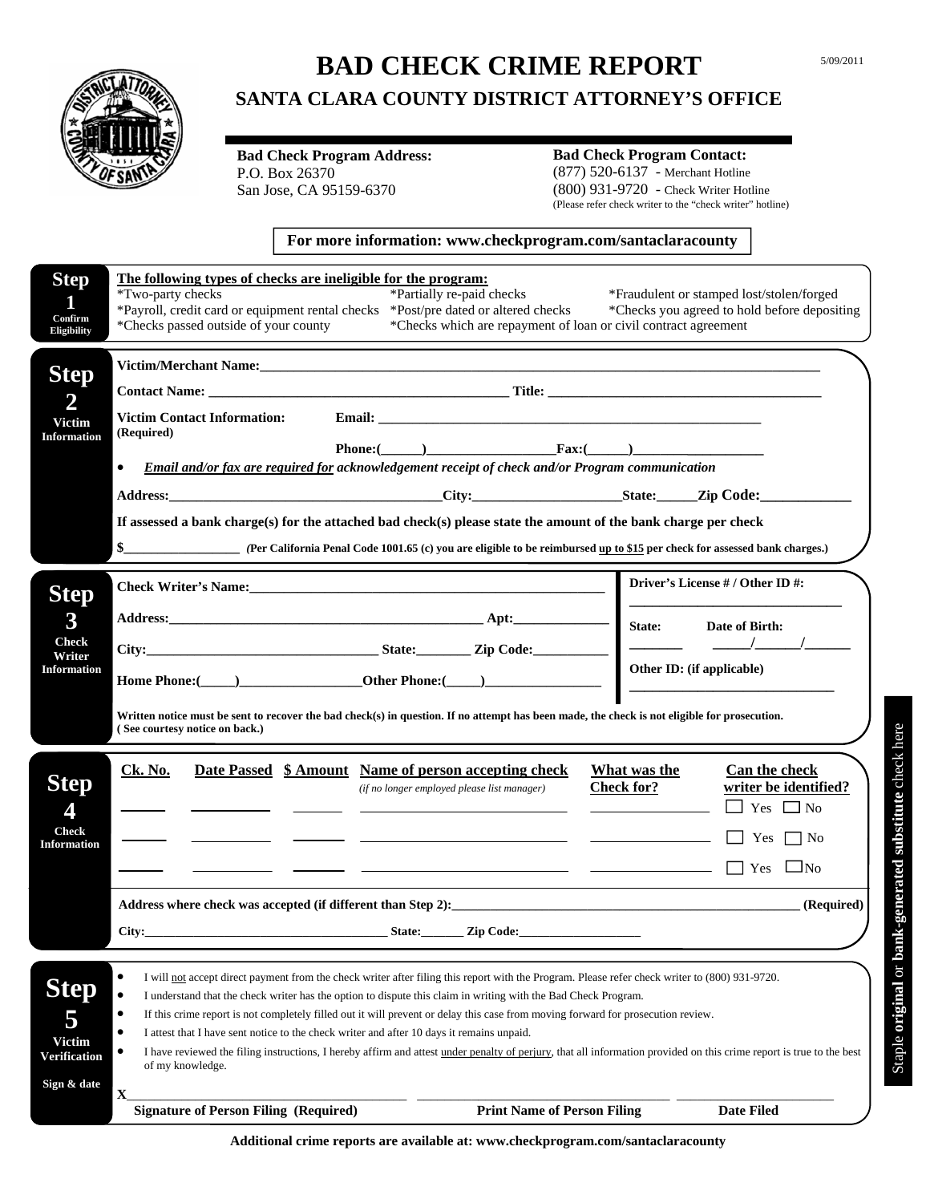# BAD CHECK CRIME REPORT

5/09/2011

## SANTA CLARA COUNTY DISTRICT ATTORNEY'S OFFICE

**Bad Check Program Address:**
P.O. Box 26370
San Jose, CA 95159-6370

**Bad Check Program Contact:**
(877) 520-6137 - Merchant Hotline
(800) 931-9720 - Check Writer Hotline
(Please refer check writer to the "check writer" hotline)

**For more information: www.checkprogram.com/santaclaracounty**

---

### Step 1 — Confirm Eligibility

**The following types of checks are ineligible for the program:**

- *Two-party checks
- *Payroll, credit card or equipment rental checks
- *Checks passed outside of your county
- *Partially re-paid checks
- *Post/pre dated or altered checks
- *Checks which are repayment of loan or civil contract agreement
- *Fraudulent or stamped lost/stolen/forged
- *Checks you agreed to hold before depositing

---

### Step 2 — Victim Information

**Victim/Merchant Name:**_______________________________________________

**Contact Name:** _______________________ **Title:** _______________________

**Victim Contact Information: (Required)** **Email:** _______________________

**Phone:**(______)_______________ **Fax:**(______)_______________

- ***Email and/or fax are required for acknowledgement receipt of check and/or Program communication***

**Address:**_______________________ **City:**_______________ **State:**______ **Zip Code:**____________

**If assessed a bank charge(s) for the attached bad check(s) please state the amount of the bank charge per check**

**$**_______________ ***(Per California Penal Code 1001.65 (c) you are eligible to be reimbursed up to $15 per check for assessed bank charges.)***

---

### Step 3 — Check Writer Information

**Check Writer's Name:**_______________________________________________

**Address:**_______________________________ **Apt:**______________

**City:**_______________________ **State:**________ **Zip Code:**__________

**Home Phone:**(_____)_______________ **Other Phone:**(_____)_______________

**Driver's License # / Other ID #:** _______________________

**State:** ________ **Date of Birth:** _____/______/______

**Other ID: (if applicable)** _______________________

**Written notice must be sent to recover the bad check(s) in question. If no attempt has been made, the check is not eligible for prosecution. ( See courtesy notice on back.)**

---

### Step 4 — Check Information

| Ck. No. | Date Passed | $ Amount | Name of person accepting check *(if no longer employed please list manager)* | What was the Check for? | Can the check writer be identified? |
|---|---|---|---|---|---|
| | | | | | ☐ Yes ☐ No |
| | | | | | ☐ Yes ☐ No |
| | | | | | ☐ Yes ☐ No |

**Address where check was accepted (if different than Step 2):**_______________________ **(Required)**

**City:**_______________________ **State:**_______ **Zip Code:**____________________

---

### Step 5 — Victim Verification — Sign & date

- I will not accept direct payment from the check writer after filing this report with the Program. Please refer check writer to (800) 931-9720.
- I understand that the check writer has the option to dispute this claim in writing with the Bad Check Program.
- If this crime report is not completely filled out it will prevent or delay this case from moving forward for prosecution review.
- I attest that I have sent notice to the check writer and after 10 days it remains unpaid.
- I have reviewed the filing instructions, I hereby affirm and attest under penalty of perjury, that all information provided on this crime report is true to the best of my knowledge.

X_______________________________ _______________________________ ____________________

**Signature of Person Filing (Required)** **Print Name of Person Filing** **Date Filed**

Staple **original** or **bank-generated substitute** check here

**Additional crime reports are available at: www.checkprogram.com/santaclaracounty**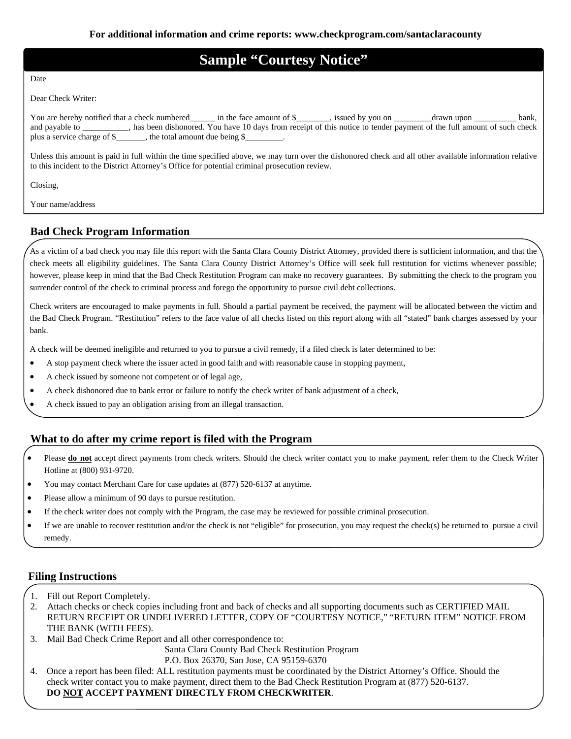**For additional information and crime reports: www.checkprogram.com/santaclaracounty**

## Sample "Courtesy Notice"

Date

Dear Check Writer:

You are hereby notified that a check numbered______ in the face amount of $________, issued by you on _________drawn upon __________ bank, and payable to ___________, has been dishonored. You have 10 days from receipt of this notice to tender payment of the full amount of such check plus a service charge of $_______, the total amount due being $_________.

Unless this amount is paid in full within the time specified above, we may turn over the dishonored check and all other available information relative to this incident to the District Attorney's Office for potential criminal prosecution review.

Closing,

Your name/address

### Bad Check Program Information

As a victim of a bad check you may file this report with the Santa Clara County District Attorney, provided there is sufficient information, and that the check meets all eligibility guidelines. The Santa Clara County District Attorney's Office will seek full restitution for victims whenever possible; however, please keep in mind that the Bad Check Restitution Program can make no recovery guarantees. By submitting the check to the program you surrender control of the check to criminal process and forego the opportunity to pursue civil debt collections.

Check writers are encouraged to make payments in full. Should a partial payment be received, the payment will be allocated between the victim and the Bad Check Program. "Restitution" refers to the face value of all checks listed on this report along with all "stated" bank charges assessed by your bank.

A check will be deemed ineligible and returned to you to pursue a civil remedy, if a filed check is later determined to be:

- A stop payment check where the issuer acted in good faith and with reasonable cause in stopping payment,
- A check issued by someone not competent or of legal age,
- A check dishonored due to bank error or failure to notify the check writer of bank adjustment of a check,
- A check issued to pay an obligation arising from an illegal transaction.

### What to do after my crime report is filed with the Program

- Please **do not** accept direct payments from check writers. Should the check writer contact you to make payment, refer them to the Check Writer Hotline at (800) 931-9720.
- You may contact Merchant Care for case updates at (877) 520-6137 at anytime.
- Please allow a minimum of 90 days to pursue restitution.
- If the check writer does not comply with the Program, the case may be reviewed for possible criminal prosecution.
- If we are unable to recover restitution and/or the check is not "eligible" for prosecution, you may request the check(s) be returned to pursue a civil remedy.

### Filing Instructions

1. Fill out Report Completely.
2. Attach checks or check copies including front and back of checks and all supporting documents such as CERTIFIED MAIL RETURN RECEIPT OR UNDELIVERED LETTER, COPY OF "COURTESY NOTICE," "RETURN ITEM" NOTICE FROM THE BANK (WITH FEES).
3. Mail Bad Check Crime Report and all other correspondence to:
   Santa Clara County Bad Check Restitution Program
   P.O. Box 26370, San Jose, CA 95159-6370
4. Once a report has been filed: ALL restitution payments must be coordinated by the District Attorney's Office. Should the check writer contact you to make payment, direct them to the Bad Check Restitution Program at (877) 520-6137.
   **DO NOT ACCEPT PAYMENT DIRECTLY FROM CHECKWRITER**.